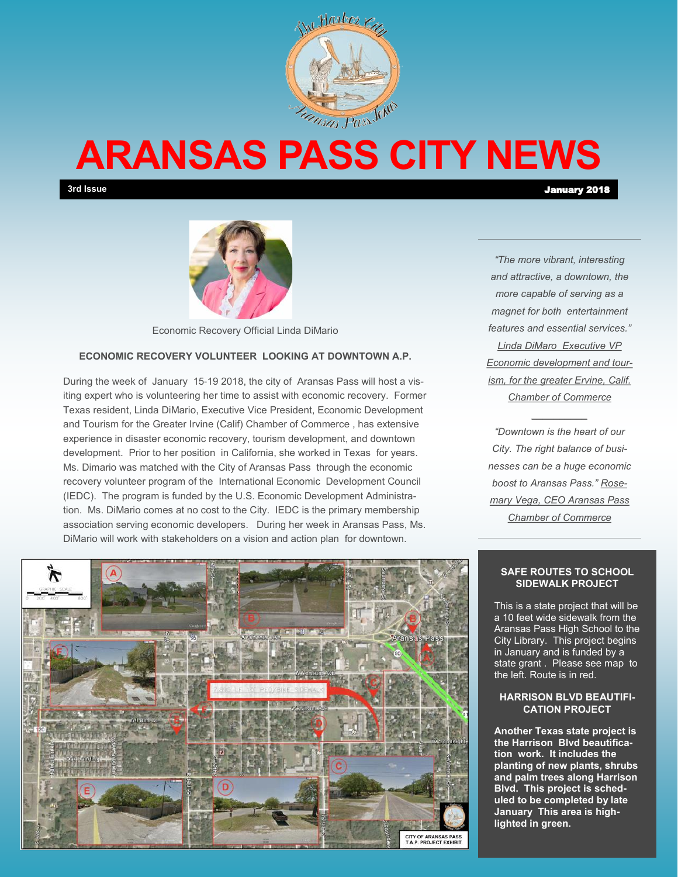# ARANSAS PASS CITY NEWS

**3rd Issue** **January 2018**

Economic Recovery Official Linda DiMario

### ECONOMIC RECOVERY VOLUNTEER LOOKING AT DOWNTOWN A.P.

During the week of January 15-19 2018, the city of Aransas Pass will host a visiting expert who is volunteering her time to assist with economic recovery. Former Texas resident, Linda DiMario, Executive Vice President, Economic Development and Tourism for the Greater Irvine (Calif) Chamber of Commerce , has extensive experience in disaster economic recovery, tourism development, and downtown development. Prior to her position in California, she worked in Texas for years. Ms. Dimario was matched with the City of Aransas Pass through the economic recovery volunteer program of the International Economic Development Council (IEDC). The program is funded by the U.S. Economic Development Administration. Ms. DiMario comes at no cost to the City. IEDC is the primary membership association serving economic developers. During her week in Aransas Pass, Ms. DiMario will work with stakeholders on a vision and action plan for downtown.

*"The more vibrant, interesting and attractive, a downtown, the more capable of serving as a magnet for both entertainment features and essential services."* Linda DiMaro Executive VP Economic development and tourism, for the greater Ervine, Calif. Chamber of Commerce

---

*"Downtown is the heart of our City. The right balance of businesses can be a huge economic boost to Aransas Pass."* Rosemary Vega, CEO Aransas Pass Chamber of Commerce

### SAFE ROUTES TO SCHOOL SIDEWALK PROJECT

This is a state project that will be a 10 feet wide sidewalk from the Aransas Pass High School to the City Library. This project begins in January and is funded by a state grant . Please see map to the left. Route is in red.

### HARRISON BLVD BEAUTIFICATION PROJECT

**Another Texas state project is the Harrison Blvd beautification work. It includes the planting of new plants, shrubs and palm trees along Harrison Blvd. This project is scheduled to be completed by late January This area is highlighted in green.**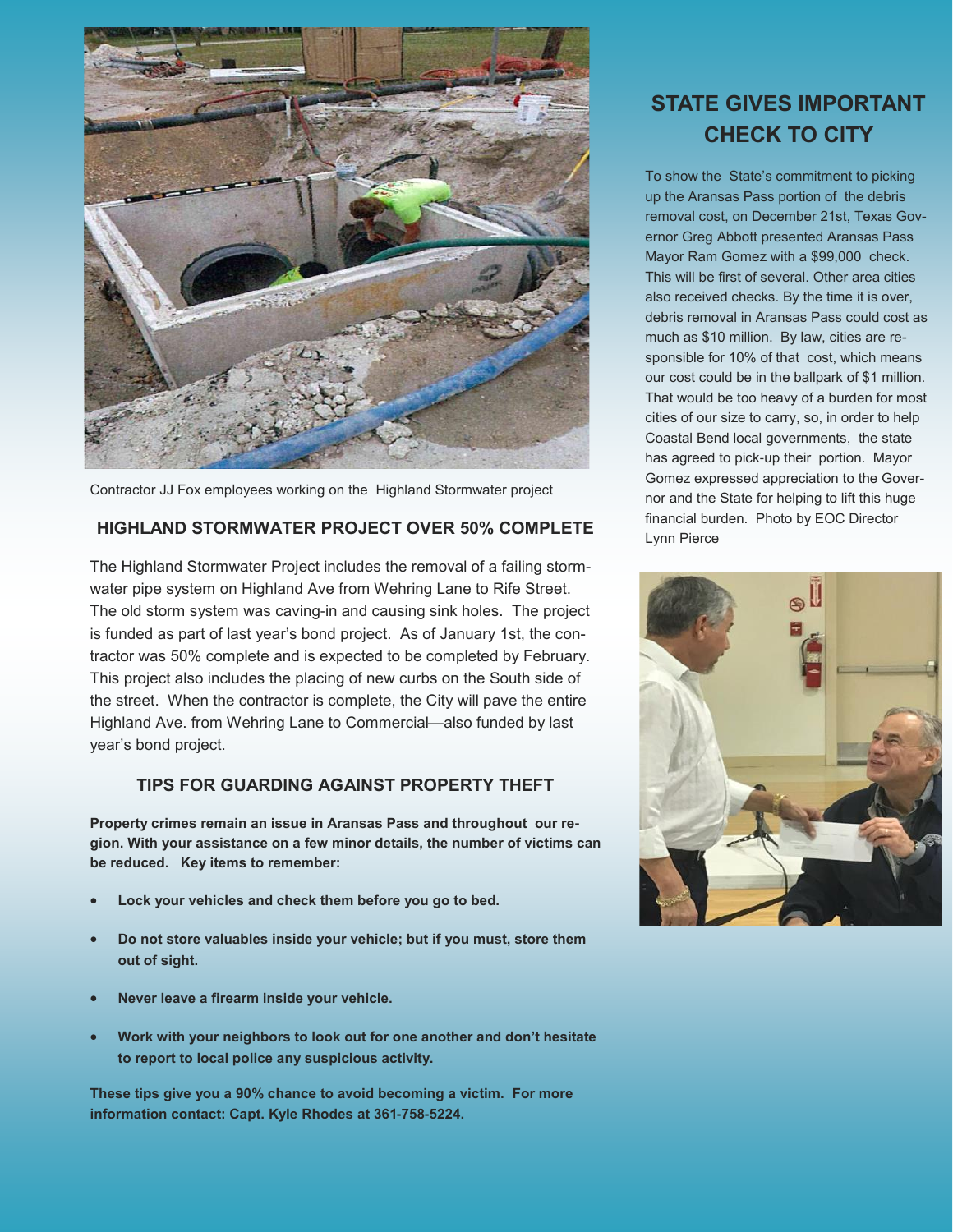Contractor JJ Fox employees working on the Highland Stormwater project

## HIGHLAND STORMWATER PROJECT OVER 50% COMPLETE

The Highland Stormwater Project includes the removal of a failing stormwater pipe system on Highland Ave from Wehring Lane to Rife Street. The old storm system was caving-in and causing sink holes. The project is funded as part of last year's bond project. As of January 1st, the contractor was 50% complete and is expected to be completed by February. This project also includes the placing of new curbs on the South side of the street. When the contractor is complete, the City will pave the entire Highland Ave. from Wehring Lane to Commercial—also funded by last year's bond project.

## TIPS FOR GUARDING AGAINST PROPERTY THEFT

**Property crimes remain an issue in Aransas Pass and throughout our region. With your assistance on a few minor details, the number of victims can be reduced. Key items to remember:**

- **Lock your vehicles and check them before you go to bed.**
- **Do not store valuables inside your vehicle; but if you must, store them out of sight.**
- **Never leave a firearm inside your vehicle.**
- **Work with your neighbors to look out for one another and don't hesitate to report to local police any suspicious activity.**

**These tips give you a 90% chance to avoid becoming a victim. For more information contact: Capt. Kyle Rhodes at 361-758-5224.**

## STATE GIVES IMPORTANT CHECK TO CITY

To show the State's commitment to picking up the Aransas Pass portion of the debris removal cost, on December 21st, Texas Governor Greg Abbott presented Aransas Pass Mayor Ram Gomez with a $99,000 check. This will be first of several. Other area cities also received checks. By the time it is over, debris removal in Aransas Pass could cost as much as $10 million. By law, cities are responsible for 10% of that cost, which means our cost could be in the ballpark of $1 million. That would be too heavy of a burden for most cities of our size to carry, so, in order to help Coastal Bend local governments, the state has agreed to pick-up their portion. Mayor Gomez expressed appreciation to the Governor and the State for helping to lift this huge financial burden. Photo by EOC Director Lynn Pierce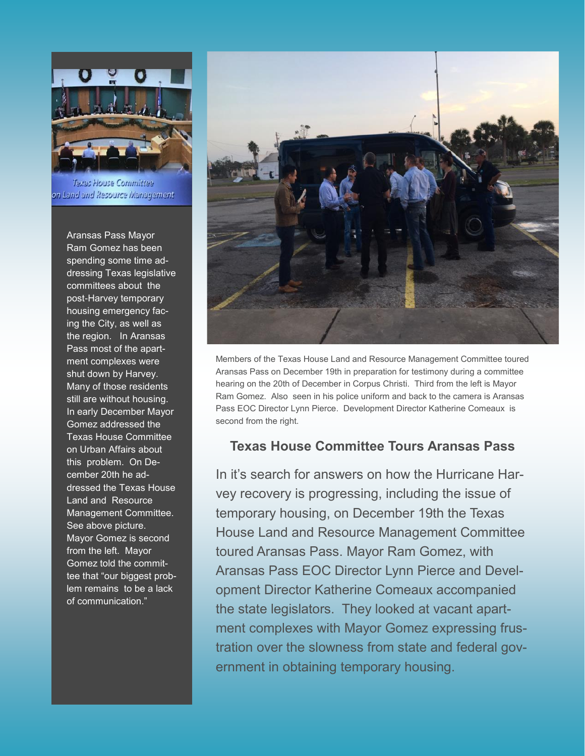Texas House Committee on Land and Resource Management

Aransas Pass Mayor Ram Gomez has been spending some time addressing Texas legislative committees about the post-Harvey temporary housing emergency facing the City, as well as the region. In Aransas Pass most of the apartment complexes were shut down by Harvey. Many of those residents still are without housing. In early December Mayor Gomez addressed the Texas House Committee on Urban Affairs about this problem. On December 20th he addressed the Texas House Land and Resource Management Committee. See above picture. Mayor Gomez is second from the left. Mayor Gomez told the committee that "our biggest problem remains to be a lack of communication."

Members of the Texas House Land and Resource Management Committee toured Aransas Pass on December 19th in preparation for testimony during a committee hearing on the 20th of December in Corpus Christi. Third from the left is Mayor Ram Gomez. Also seen in his police uniform and back to the camera is Aransas Pass EOC Director Lynn Pierce. Development Director Katherine Comeaux is second from the right.

## Texas House Committee Tours Aransas Pass

In it's search for answers on how the Hurricane Harvey recovery is progressing, including the issue of temporary housing, on December 19th the Texas House Land and Resource Management Committee toured Aransas Pass. Mayor Ram Gomez, with Aransas Pass EOC Director Lynn Pierce and Development Director Katherine Comeaux accompanied the state legislators. They looked at vacant apartment complexes with Mayor Gomez expressing frustration over the slowness from state and federal government in obtaining temporary housing.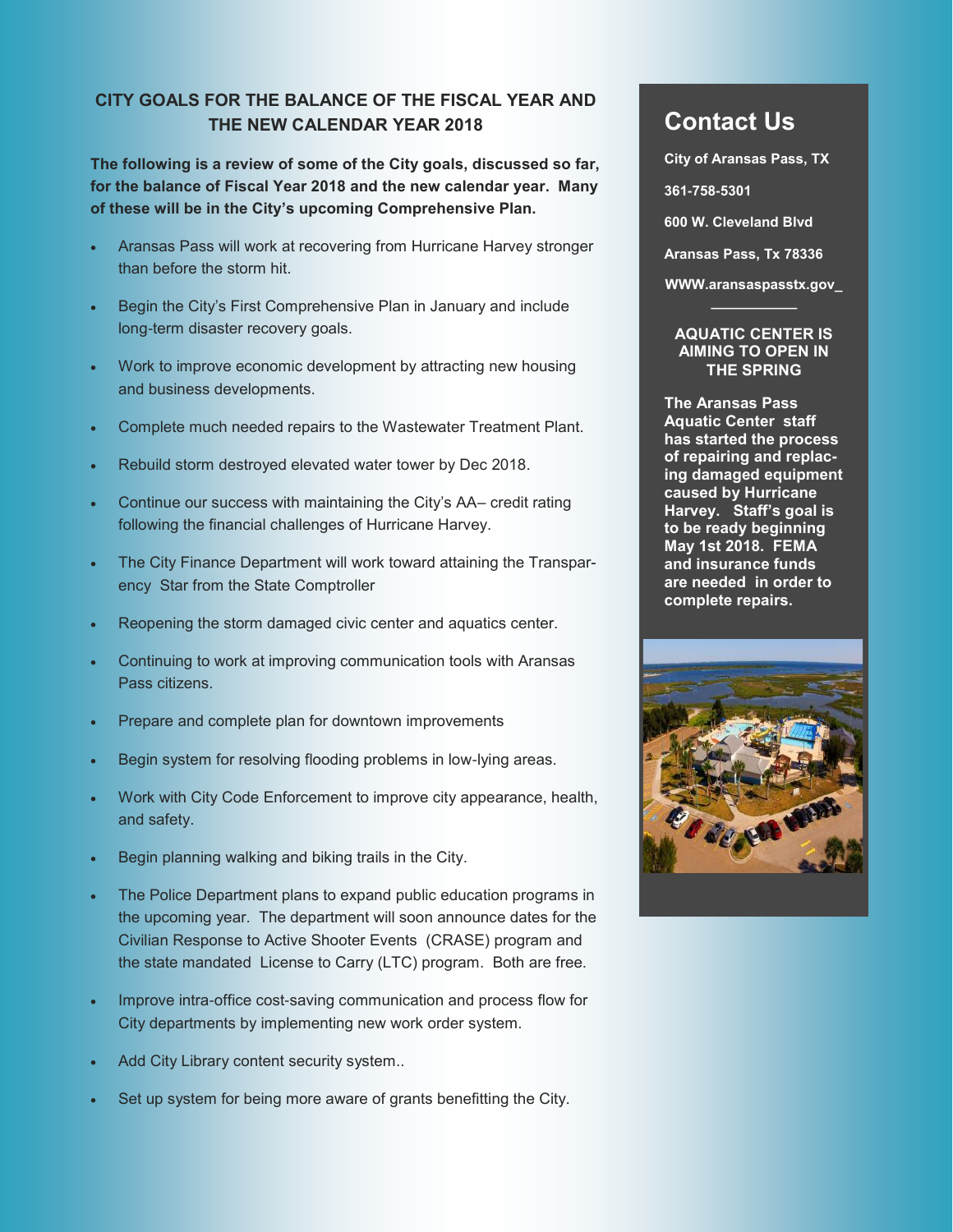## CITY GOALS FOR THE BALANCE OF THE FISCAL YEAR AND THE NEW CALENDAR YEAR 2018

**The following is a review of some of the City goals, discussed so far, for the balance of Fiscal Year 2018 and the new calendar year. Many of these will be in the City's upcoming Comprehensive Plan.**

- Aransas Pass will work at recovering from Hurricane Harvey stronger than before the storm hit.
- Begin the City's First Comprehensive Plan in January and include long-term disaster recovery goals.
- Work to improve economic development by attracting new housing and business developments.
- Complete much needed repairs to the Wastewater Treatment Plant.
- Rebuild storm destroyed elevated water tower by Dec 2018.
- Continue our success with maintaining the City's AA– credit rating following the financial challenges of Hurricane Harvey.
- The City Finance Department will work toward attaining the Transparency Star from the State Comptroller
- Reopening the storm damaged civic center and aquatics center.
- Continuing to work at improving communication tools with Aransas Pass citizens.
- Prepare and complete plan for downtown improvements
- Begin system for resolving flooding problems in low-lying areas.
- Work with City Code Enforcement to improve city appearance, health, and safety.
- Begin planning walking and biking trails in the City.
- The Police Department plans to expand public education programs in the upcoming year. The department will soon announce dates for the Civilian Response to Active Shooter Events (CRASE) program and the state mandated License to Carry (LTC) program. Both are free.
- Improve intra-office cost-saving communication and process flow for City departments by implementing new work order system.
- Add City Library content security system..
- Set up system for being more aware of grants benefitting the City.

## Contact Us

**City of Aransas Pass, TX**

**361-758-5301**

**600 W. Cleveland Blvd**

**Aransas Pass, Tx 78336**

**WWW.aransaspasstx.gov**

### AQUATIC CENTER IS AIMING TO OPEN IN THE SPRING

**The Aransas Pass Aquatic Center staff has started the process of repairing and replacing damaged equipment caused by Hurricane Harvey. Staff's goal is to be ready beginning May 1st 2018. FEMA and insurance funds are needed in order to complete repairs.**